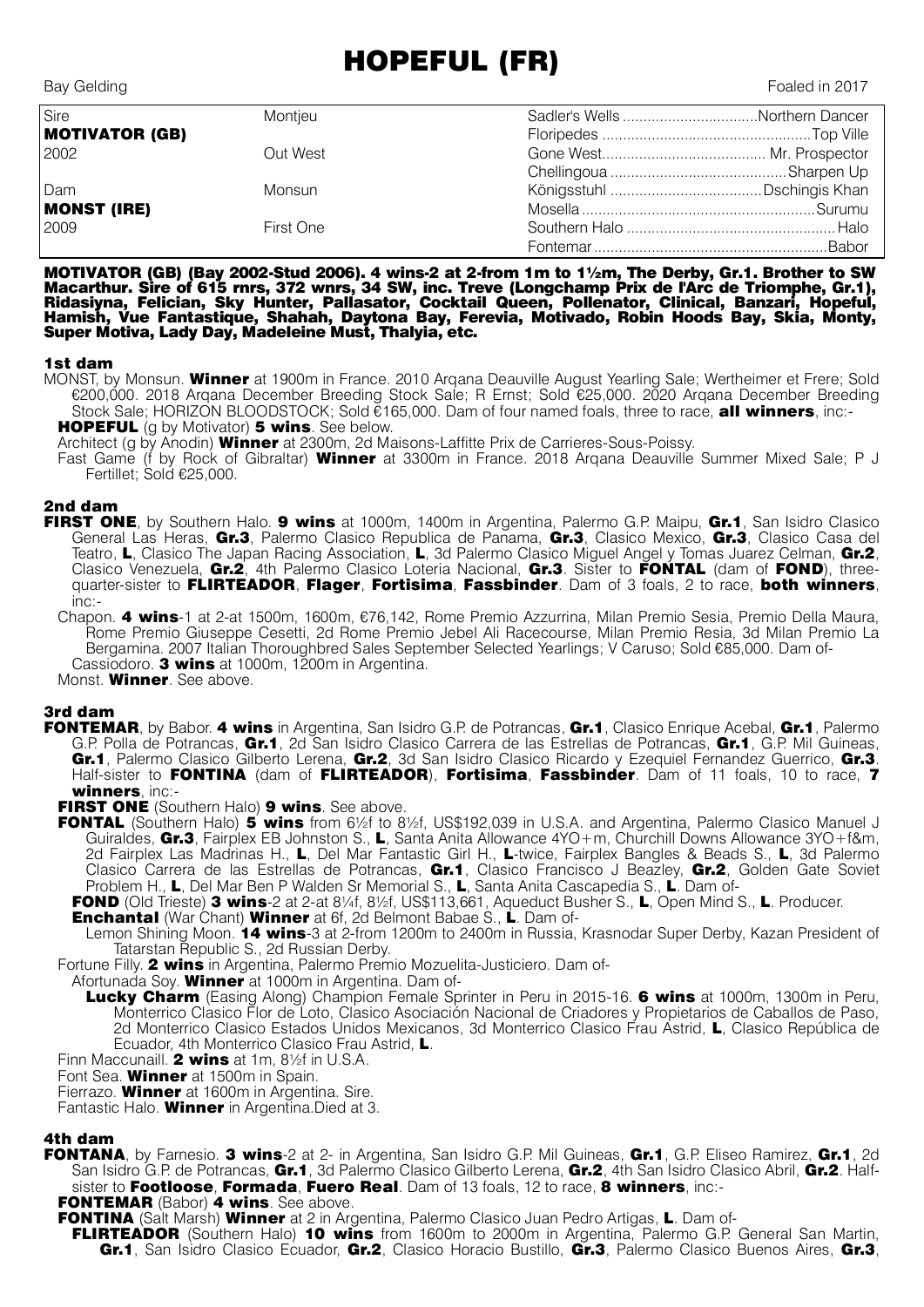# HOPEFUL (FR)

Bay Gelding — Foaled in 2017

| | | | |
|---|---|---|---|
| Sire | Montjeu | Sadler's Wells | Northern Dancer |
| **MOTIVATOR (GB)** | | Floripedes | Top Ville |
| 2002 | Out West | Gone West | Mr. Prospector |
| | | Chellingoua | Sharpen Up |
| Dam | Monsun | Königsstuhl | Dschingis Khan |
| **MONST (IRE)** | | Mosella | Surumu |
| 2009 | First One | Southern Halo | Halo |
| | | Fontemar | Babor |

**MOTIVATOR (GB) (Bay 2002-Stud 2006). 4 wins-2 at 2-from 1m to 1½m, The Derby, Gr.1. Brother to SW Macarthur. Sire of 615 rnrs, 372 wnrs, 34 SW, inc. Treve (Longchamp Prix de l'Arc de Triomphe, Gr.1), Ridasiyna, Felician, Sky Hunter, Pallasator, Cocktail Queen, Pollenator, Clinical, Banzari, Hopeful, Hamish, Vue Fantastique, Shahah, Daytona Bay, Ferevia, Motivado, Robin Hoods Bay, Skia, Monty, Super Motiva, Lady Day, Madeleine Must, Thalyia, etc.**

## 1st dam

MONST, by Monsun. **Winner** at 1900m in France. 2010 Arqana Deauville August Yearling Sale; Wertheimer et Frere; Sold €200,000. 2018 Arqana December Breeding Stock Sale; R Ernst; Sold €25,000. 2020 Arqana December Breeding Stock Sale; HORIZON BLOODSTOCK; Sold €165,000. Dam of four named foals, three to race, **all winners**, inc:-

**HOPEFUL** (g by Motivator) **5 wins**. See below.

Architect (g by Anodin) **Winner** at 2300m, 2d Maisons-Laffitte Prix de Carrieres-Sous-Poissy.

Fast Game (f by Rock of Gibraltar) **Winner** at 3300m in France. 2018 Arqana Deauville Summer Mixed Sale; P J Fertillet; Sold €25,000.

## 2nd dam

**FIRST ONE**, by Southern Halo. **9 wins** at 1000m, 1400m in Argentina, Palermo G.P. Maipu, **Gr.1**, San Isidro Clasico General Las Heras, **Gr.3**, Palermo Clasico Republica de Panama, **Gr.3**, Clasico Mexico, **Gr.3**, Clasico Casa del Teatro, **L**, Clasico The Japan Racing Association, **L**, 3d Palermo Clasico Miguel Angel y Tomas Juarez Celman, **Gr.2**, Clasico Venezuela, **Gr.2**, 4th Palermo Clasico Loteria Nacional, **Gr.3**. Sister to **FONTAL** (dam of **FOND**), three-quarter-sister to **FLIRTEADOR**, **Flager**, **Fortisima**, **Fassbinder**. Dam of 3 foals, 2 to race, **both winners**, inc:-

Chapon. **4 wins**-1 at 2-at 1500m, 1600m, €76,142, Rome Premio Azzurrina, Milan Premio Sesia, Premio Della Maura, Rome Premio Giuseppe Cesetti, 2d Rome Premio Jebel Ali Racecourse, Milan Premio Resia, 3d Milan Premio La Bergamina. 2007 Italian Thoroughbred Sales September Selected Yearlings; V Caruso; Sold €85,000. Dam of-

Cassiodoro. **3 wins** at 1000m, 1200m in Argentina.

Monst. **Winner**. See above.

## 3rd dam

**FONTEMAR**, by Babor. **4 wins** in Argentina, San Isidro G.P. de Potrancas, **Gr.1**, Clasico Enrique Acebal, **Gr.1**, Palermo G.P. Polla de Potrancas, **Gr.1**, 2d San Isidro Clasico Carrera de las Estrellas de Potrancas, **Gr.1**, G.P. Mil Guineas, **Gr.1**, Palermo Clasico Gilberto Lerena, **Gr.2**, 3d San Isidro Clasico Ricardo y Ezequiel Fernandez Guerrico, **Gr.3**. Half-sister to **FONTINA** (dam of **FLIRTEADOR**), **Fortisima**, **Fassbinder**. Dam of 11 foals, 10 to race, **7 winners**, inc:-

**FIRST ONE** (Southern Halo) **9 wins**. See above.

**FONTAL** (Southern Halo) **5 wins** from 6½f to 8½f, US$192,039 in U.S.A. and Argentina, Palermo Clasico Manuel J Guiraldes, **Gr.3**, Fairplex EB Johnston S., **L**, Santa Anita Allowance 4YO+m, Churchill Downs Allowance 3YO+f&m, 2d Fairplex Las Madrinas H., **L**, Del Mar Fantastic Girl H., **L**-twice, Fairplex Bangles & Beads S., **L**, 3d Palermo Clasico Carrera de las Estrellas de Potrancas, **Gr.1**, Clasico Francisco J Beazley, **Gr.2**, Golden Gate Soviet Problem H., **L**, Del Mar Ben P Walden Sr Memorial S., **L**, Santa Anita Cascapedia S., **L**. Dam of-

**FOND** (Old Trieste) **3 wins**-2 at 2-at 8¼f, 8½f, US$113,661, Aqueduct Busher S., **L**, Open Mind S., **L**. Producer.

**Enchantal** (War Chant) **Winner** at 6f, 2d Belmont Babae S., **L**. Dam of-

Lemon Shining Moon. **14 wins**-3 at 2-from 1200m to 2400m in Russia, Krasnodar Super Derby, Kazan President of Tatarstan Republic S., 2d Russian Derby.

Fortune Filly. **2 wins** in Argentina, Palermo Premio Mozuelita-Justiciero. Dam of-

Afortunada Soy. **Winner** at 1000m in Argentina. Dam of-

**Lucky Charm** (Easing Along) Champion Female Sprinter in Peru in 2015-16. **6 wins** at 1000m, 1300m in Peru, Monterrico Clasico Flor de Loto, Clasico Asociación Nacional de Criadores y Propietarios de Caballos de Paso, 2d Monterrico Clasico Estados Unidos Mexicanos, 3d Monterrico Clasico Frau Astrid, **L**, Clasico República de Ecuador, 4th Monterrico Clasico Frau Astrid, **L**.

Finn Maccunaill. **2 wins** at 1m, 8½f in U.S.A.

Font Sea. **Winner** at 1500m in Spain.

Fierrazo. **Winner** at 1600m in Argentina. Sire.

Fantastic Halo. **Winner** in Argentina.Died at 3.

## 4th dam

**FONTANA**, by Farnesio. **3 wins**-2 at 2- in Argentina, San Isidro G.P. Mil Guineas, **Gr.1**, G.P. Eliseo Ramirez, **Gr.1**, 2d San Isidro G.P. de Potrancas, **Gr.1**, 3d Palermo Clasico Gilberto Lerena, **Gr.2**, 4th San Isidro Clasico Abril, **Gr.2**. Half-sister to **Footloose**, **Formada**, **Fuero Real**. Dam of 13 foals, 12 to race, **8 winners**, inc:-

**FONTEMAR** (Babor) **4 wins**. See above.

**FONTINA** (Salt Marsh) **Winner** at 2 in Argentina, Palermo Clasico Juan Pedro Artigas, **L**. Dam of-

**FLIRTEADOR** (Southern Halo) **10 wins** from 1600m to 2000m in Argentina, Palermo G.P. General San Martin, **Gr.1**, San Isidro Clasico Ecuador, **Gr.2**, Clasico Horacio Bustillo, **Gr.3**, Palermo Clasico Buenos Aires, **Gr.3**,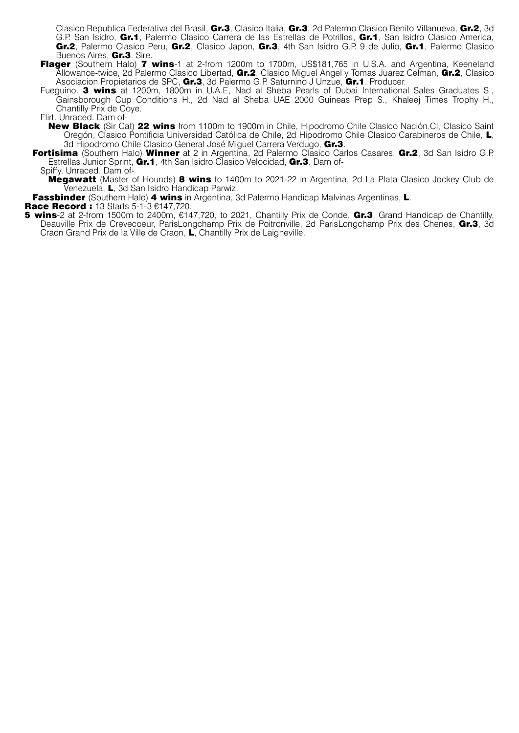Clasico Republica Federativa del Brasil, **Gr.3**, Clasico Italia, **Gr.3**, 2d Palermo Clasico Benito Villanueva, **Gr.2**, 3d G.P. San Isidro, **Gr.1**, Palermo Clasico Carrera de las Estrellas de Potrillos, **Gr.1**, San Isidro Clasico America, **Gr.2**, Palermo Clasico Peru, **Gr.2**, Clasico Japon, **Gr.3**, 4th San Isidro G.P. 9 de Julio, **Gr.1**, Palermo Clasico Buenos Aires, **Gr.3**. Sire.

**Flager** (Southern Halo) **7 wins**-1 at 2-from 1200m to 1700m, US$181,765 in U.S.A. and Argentina, Keeneland Allowance-twice, 2d Palermo Clasico Libertad, **Gr.2**, Clasico Miguel Angel y Tomas Juarez Celman, **Gr.2**, Clasico Asociacion Propietarios de SPC, **Gr.3**, 3d Palermo G.P. Saturnino J Unzue, **Gr.1**. Producer.

Fueguino. **3 wins** at 1200m, 1800m in U.A.E, Nad al Sheba Pearls of Dubai International Sales Graduates S., Gainsborough Cup Conditions H., 2d Nad al Sheba UAE 2000 Guineas Prep S., Khaleej Times Trophy H., Chantilly Prix de Coye.

Flirt. Unraced. Dam of-

**New Black** (Sir Cat) **22 wins** from 1100m to 1900m in Chile, Hipodromo Chile Clasico Nación.Cl, Clasico Saint Oregón, Clasico Pontificia Universidad Católica de Chile, 2d Hipodromo Chile Clasico Carabineros de Chile, **L**, 3d Hipodromo Chile Clasico General José Miguel Carrera Verdugo, **Gr.3**.

**Fortisima** (Southern Halo) **Winner** at 2 in Argentina, 2d Palermo Clasico Carlos Casares, **Gr.2**, 3d San Isidro G.P. Estrellas Junior Sprint, **Gr.1**, 4th San Isidro Clasico Velocidad, **Gr.3**. Dam of-

Spiffy. Unraced. Dam of-

**Megawatt** (Master of Hounds) **8 wins** to 1400m to 2021-22 in Argentina, 2d La Plata Clasico Jockey Club de Venezuela, **L**, 3d San Isidro Handicap Parwiz.

**Fassbinder** (Southern Halo) **4 wins** in Argentina, 3d Palermo Handicap Malvinas Argentinas, **L**.

**Race Record :** 13 Starts 5-1-3 €147,720.

**5 wins**-2 at 2-from 1500m to 2400m, €147,720, to 2021, Chantilly Prix de Conde, **Gr.3**, Grand Handicap de Chantilly, Deauville Prix de Crevecoeur, ParisLongchamp Prix de Poitronville, 2d ParisLongchamp Prix des Chenes, **Gr.3**, 3d Craon Grand Prix de la Ville de Craon, **L**, Chantilly Prix de Laigneville.